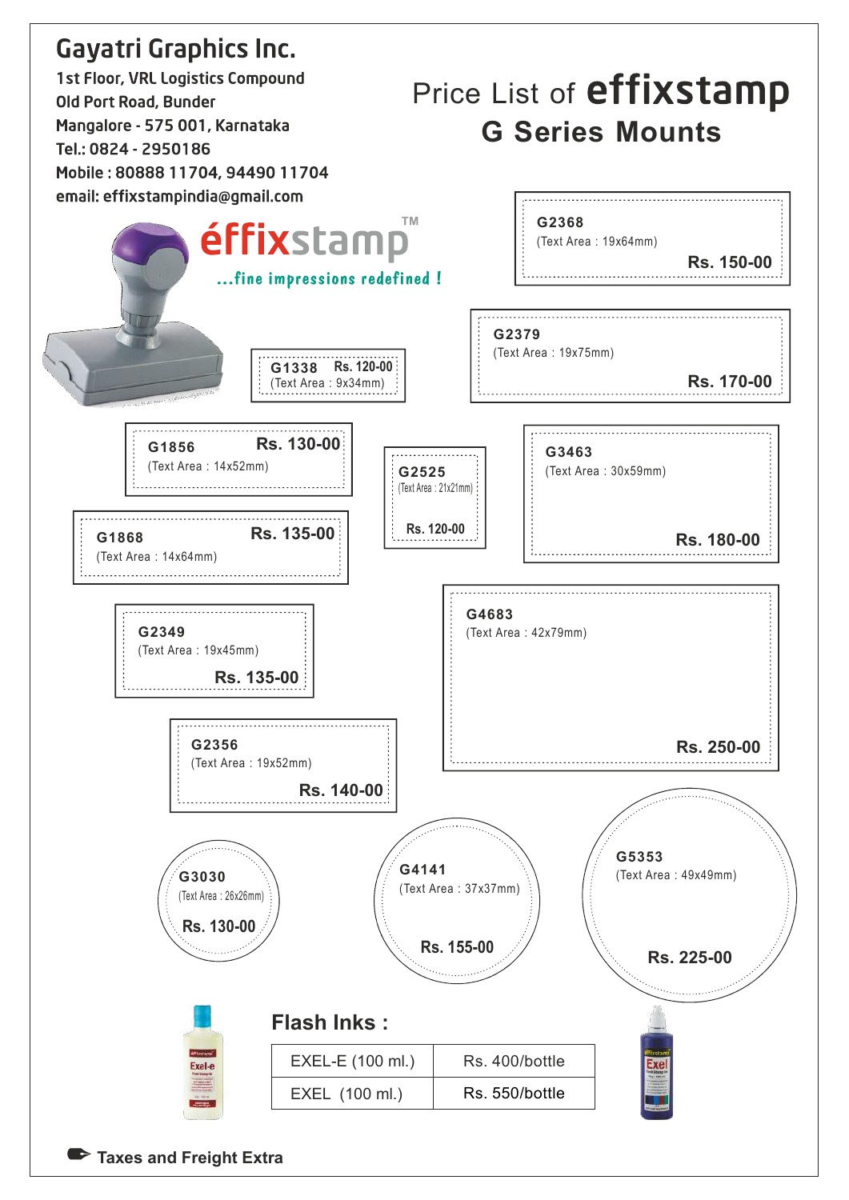# Gayatri Graphics Inc.

1st Floor, VRL Logistics Compound
Old Port Road, Bunder
Mangalore - 575 001, Karnataka
Tel.: 0824 - 2950186
Mobile : 80888 11704, 94490 11704
email: effixstampindia@gmail.com

## Price List of effixstamp G Series Mounts

éffixstamp™ ...fine impressions redefined !

| Model | Text Area | Price |
|---|---|---|
| G2368 | 19x64mm | Rs. 150-00 |
| G2379 | 19x75mm | Rs. 170-00 |
| G1338 | 9x34mm | Rs. 120-00 |
| G1856 | 14x52mm | Rs. 130-00 |
| G2525 | 21x21mm | Rs. 120-00 |
| G3463 | 30x59mm | Rs. 180-00 |
| G1868 | 14x64mm | Rs. 135-00 |
| G2349 | 19x45mm | Rs. 135-00 |
| G4683 | 42x79mm | Rs. 250-00 |
| G2356 | 19x52mm | Rs. 140-00 |
| G3030 | 26x26mm | Rs. 130-00 |
| G4141 | 37x37mm | Rs. 155-00 |
| G5353 | 49x49mm | Rs. 225-00 |

### Flash Inks :

| Ink | Price |
|---|---|
| EXEL-E (100 ml.) | Rs. 400/bottle |
| EXEL (100 ml.) | Rs. 550/bottle |

**Taxes and Freight Extra**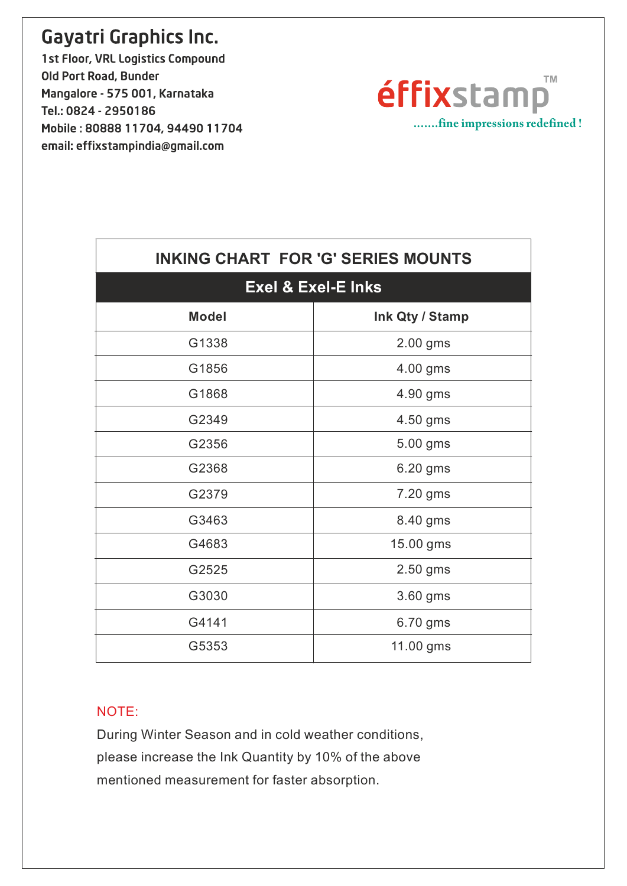# Gayatri Graphics Inc.

1st Floor, VRL Logistics Compound
Old Port Road, Bunder
Mangalore - 575 001, Karnataka
Tel.: 0824 - 2950186
Mobile : 80888 11704, 94490 11704
email: effixstampindia@gmail.com

éffixstamp™
.......fine impressions redefined !

## INKING CHART FOR 'G' SERIES MOUNTS

### Exel & Exel-E Inks

| Model | Ink Qty / Stamp |
|---|---|
| G1338 | 2.00 gms |
| G1856 | 4.00 gms |
| G1868 | 4.90 gms |
| G2349 | 4.50 gms |
| G2356 | 5.00 gms |
| G2368 | 6.20 gms |
| G2379 | 7.20 gms |
| G3463 | 8.40 gms |
| G4683 | 15.00 gms |
| G2525 | 2.50 gms |
| G3030 | 3.60 gms |
| G4141 | 6.70 gms |
| G5353 | 11.00 gms |

NOTE:

During Winter Season and in cold weather conditions, please increase the Ink Quantity by 10% of the above mentioned measurement for faster absorption.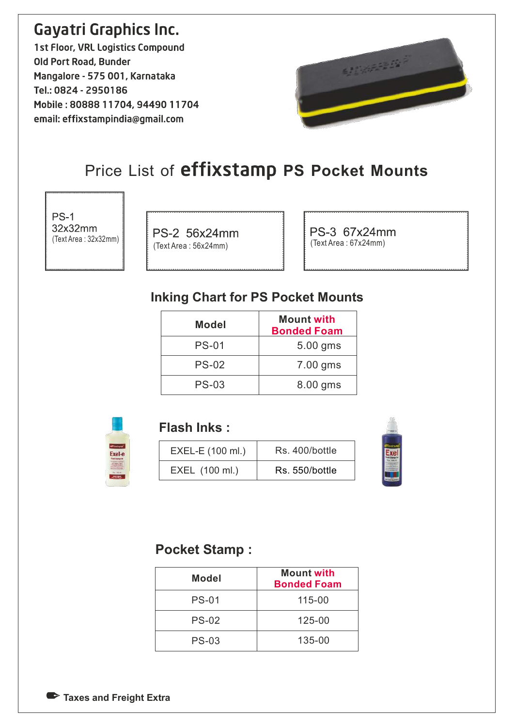## Gayatri Graphics Inc.

1st Floor, VRL Logistics Compound
Old Port Road, Bunder
Mangalore - 575 001, Karnataka
Tel.: 0824 - 2950186
Mobile : 80888 11704, 94490 11704
email: effixstampindia@gmail.com

# Price List of **effixstamp PS Pocket Mounts**

PS-1
32x32mm
(Text Area : 32x32mm)

PS-2 56x24mm
(Text Area : 56x24mm)

PS-3 67x24mm
(Text Area : 67x24mm)

### Inking Chart for PS Pocket Mounts

| Model | Mount with Bonded Foam |
|---|---|
| PS-01 | 5.00 gms |
| PS-02 | 7.00 gms |
| PS-03 | 8.00 gms |

### Flash Inks :

| EXEL-E (100 ml.) | Rs. 400/bottle |
|---|---|
| EXEL (100 ml.) | Rs. 550/bottle |

### Pocket Stamp :

| Model | Mount with Bonded Foam |
|---|---|
| PS-01 | 115-00 |
| PS-02 | 125-00 |
| PS-03 | 135-00 |

**Taxes and Freight Extra**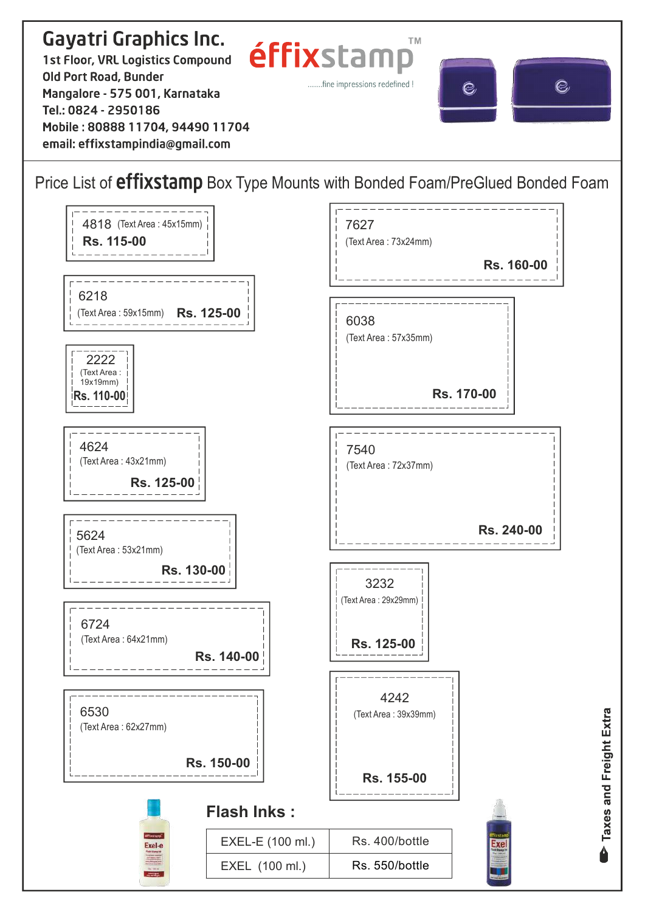# Gayatri Graphics Inc.

1st Floor, VRL Logistics Compound
Old Port Road, Bunder
Mangalore - 575 001, Karnataka
Tel.: 0824 - 2950186
Mobile : 80888 11704, 94490 11704
email: effixstampindia@gmail.com

éffixstamp™
.......fine impressions redefined !

## Price List of effixstamp Box Type Mounts with Bonded Foam/PreGlued Bonded Foam

| Model | Text Area | Price |
|---|---|---|
| 4818 | 45x15mm | Rs. 115-00 |
| 6218 | 59x15mm | Rs. 125-00 |
| 2222 | 19x19mm | Rs. 110-00 |
| 4624 | 43x21mm | Rs. 125-00 |
| 5624 | 53x21mm | Rs. 130-00 |
| 6724 | 64x21mm | Rs. 140-00 |
| 6530 | 62x27mm | Rs. 150-00 |
| 7627 | 73x24mm | Rs. 160-00 |
| 6038 | 57x35mm | Rs. 170-00 |
| 7540 | 72x37mm | Rs. 240-00 |
| 3232 | 29x29mm | Rs. 125-00 |
| 4242 | 39x39mm | Rs. 155-00 |

### Flash Inks :

| | |
|---|---|
| EXEL-E (100 ml.) | Rs. 400/bottle |
| EXEL (100 ml.) | Rs. 550/bottle |

Taxes and Freight Extra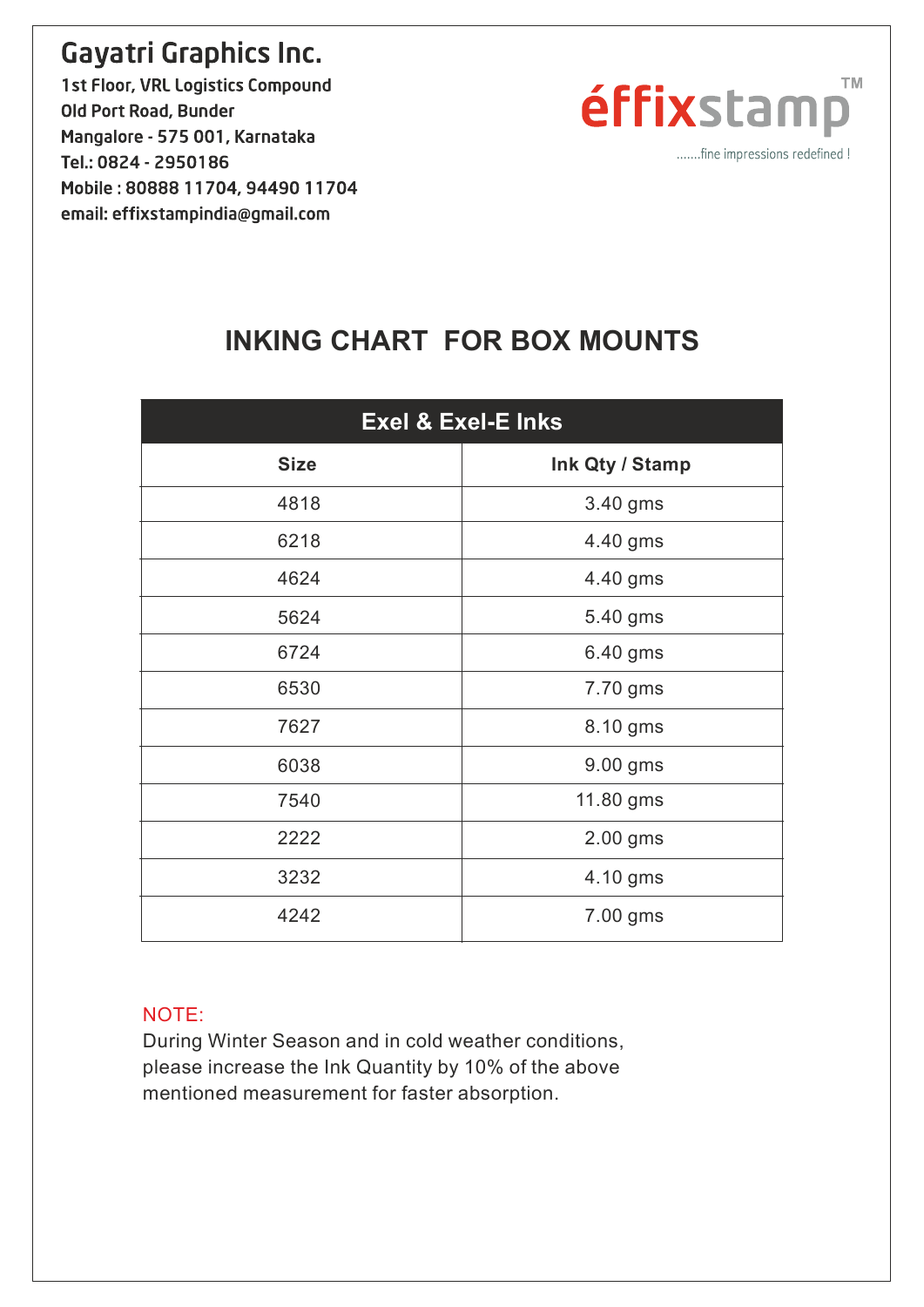# Gayatri Graphics Inc.

1st Floor, VRL Logistics Compound
Old Port Road, Bunder
Mangalore - 575 001, Karnataka
Tel.: 0824 - 2950186
Mobile : 80888 11704, 94490 11704
email: effixstampindia@gmail.com

éffixstamp™
.......fine impressions redefined !

## INKING CHART FOR BOX MOUNTS

| Exel & Exel-E Inks | |
|---|---|
| **Size** | **Ink Qty / Stamp** |
| 4818 | 3.40 gms |
| 6218 | 4.40 gms |
| 4624 | 4.40 gms |
| 5624 | 5.40 gms |
| 6724 | 6.40 gms |
| 6530 | 7.70 gms |
| 7627 | 8.10 gms |
| 6038 | 9.00 gms |
| 7540 | 11.80 gms |
| 2222 | 2.00 gms |
| 3232 | 4.10 gms |
| 4242 | 7.00 gms |

NOTE:
During Winter Season and in cold weather conditions, please increase the Ink Quantity by 10% of the above mentioned measurement for faster absorption.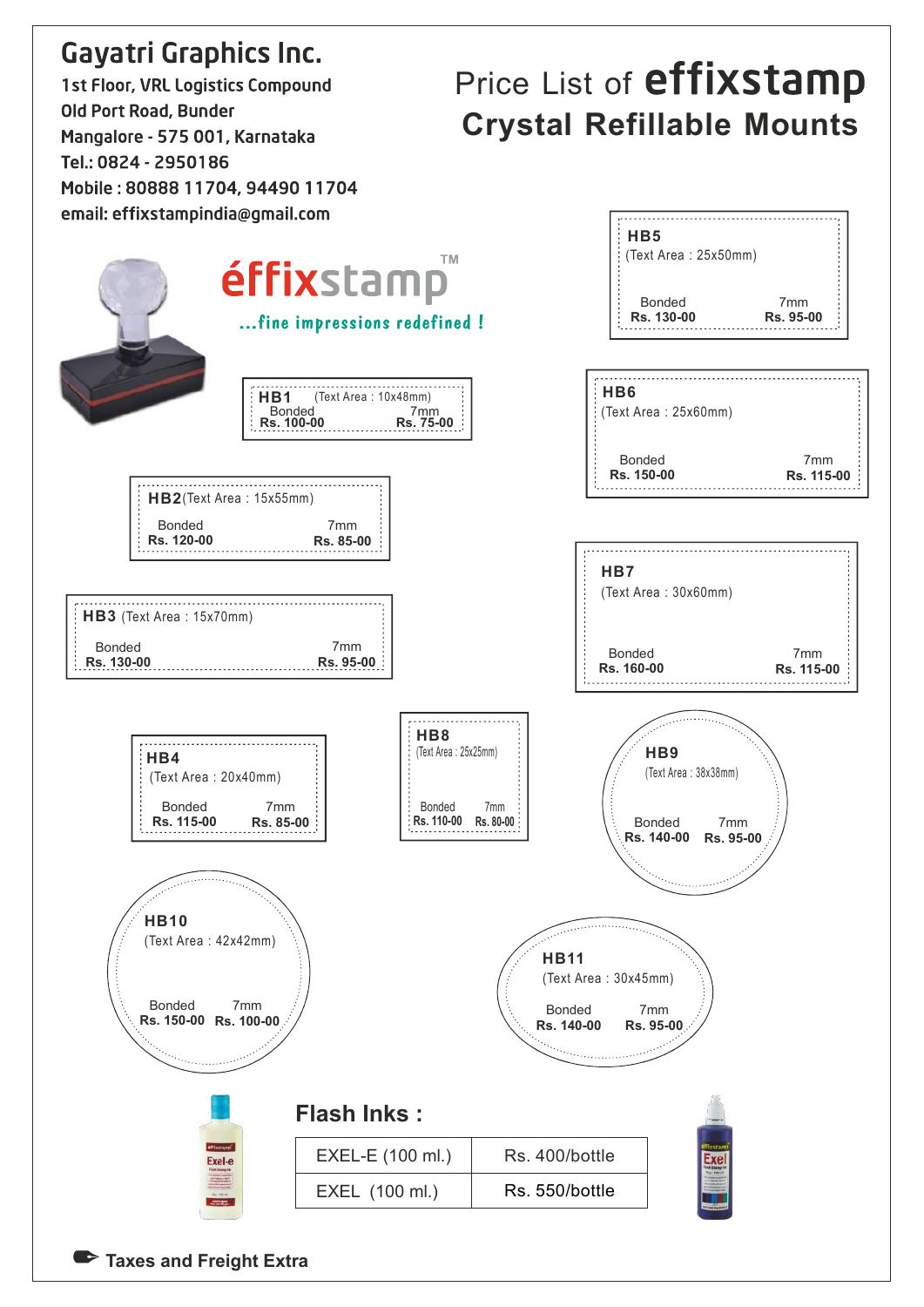**Gayatri Graphics Inc.**
1st Floor, VRL Logistics Compound
Old Port Road, Bunder
Mangalore - 575 001, Karnataka
Tel.: 0824 - 2950186
Mobile : 80888 11704, 94490 11704
email: effixstampindia@gmail.com

# Price List of effixstamp
## Crystal Refillable Mounts

éffixstamp™
...fine impressions redefined !

| Model | Text Area | Bonded | 7mm |
|---|---|---|---|
| HB1 | 10x48mm | Rs. 100-00 | Rs. 75-00 |
| HB2 | 15x55mm | Rs. 120-00 | Rs. 85-00 |
| HB3 | 15x70mm | Rs. 130-00 | Rs. 95-00 |
| HB4 | 20x40mm | Rs. 115-00 | Rs. 85-00 |
| HB5 | 25x50mm | Rs. 130-00 | Rs. 95-00 |
| HB6 | 25x60mm | Rs. 150-00 | Rs. 115-00 |
| HB7 | 30x60mm | Rs. 160-00 | Rs. 115-00 |
| HB8 | 25x25mm | Rs. 110-00 | Rs. 80-00 |
| HB9 | 38x38mm | Rs. 140-00 | Rs. 95-00 |
| HB10 | 42x42mm | Rs. 150-00 | Rs. 100-00 |
| HB11 | 30x45mm | Rs. 140-00 | Rs. 95-00 |

## Flash Inks :

| | |
|---|---|
| EXEL-E (100 ml.) | Rs. 400/bottle |
| EXEL (100 ml.) | Rs. 550/bottle |

Taxes and Freight Extra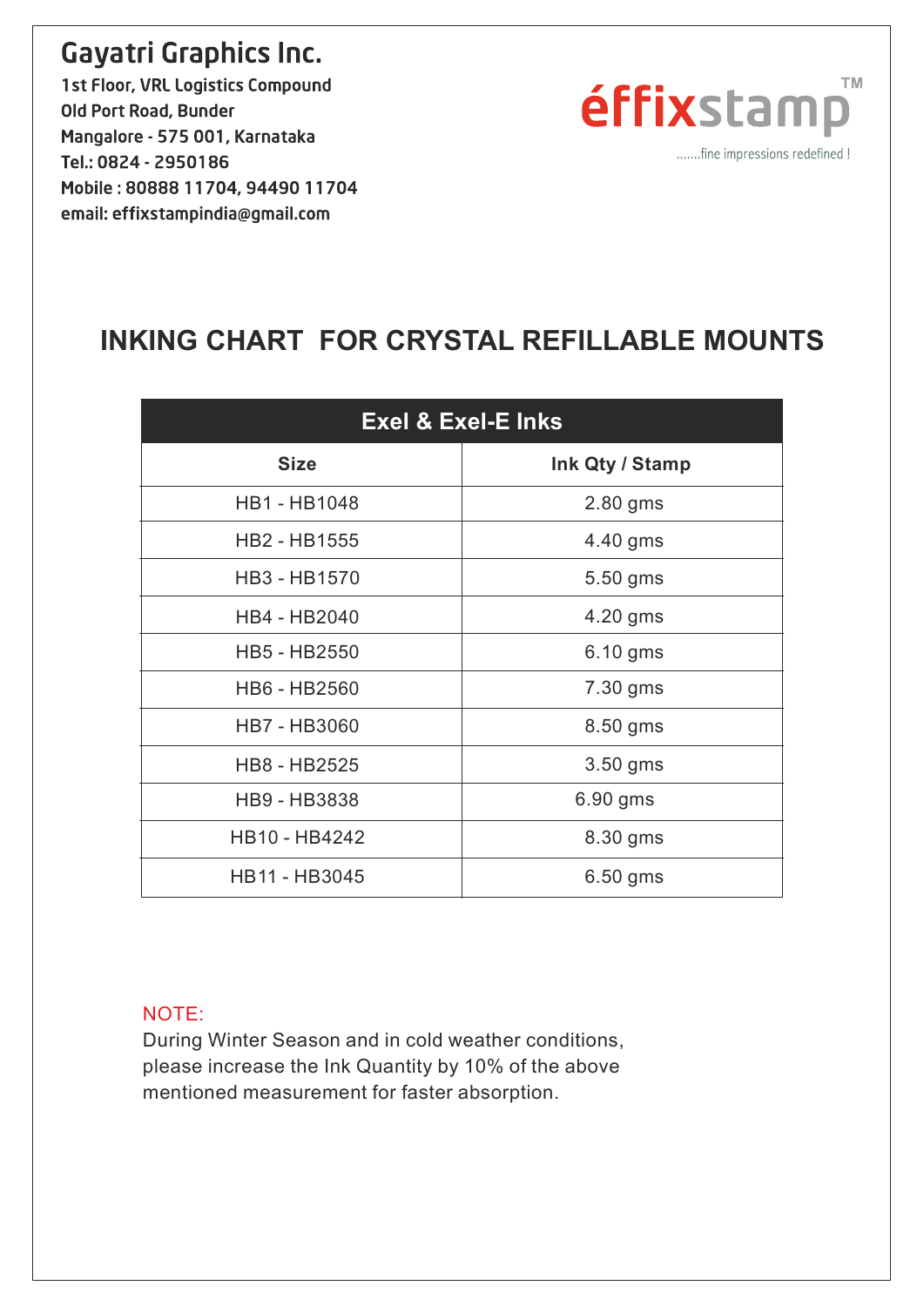**Gayatri Graphics Inc.**

1st Floor, VRL Logistics Compound
Old Port Road, Bunder
Mangalore - 575 001, Karnataka
Tel.: 0824 - 2950186
Mobile : 80888 11704, 94490 11704
email: effixstampindia@gmail.com

éffixstamp™
.......fine impressions redefined !

# INKING CHART FOR CRYSTAL REFILLABLE MOUNTS

| Exel & Exel-E Inks | |
|---|---|
| **Size** | **Ink Qty / Stamp** |
| HB1 - HB1048 | 2.80 gms |
| HB2 - HB1555 | 4.40 gms |
| HB3 - HB1570 | 5.50 gms |
| HB4 - HB2040 | 4.20 gms |
| HB5 - HB2550 | 6.10 gms |
| HB6 - HB2560 | 7.30 gms |
| HB7 - HB3060 | 8.50 gms |
| HB8 - HB2525 | 3.50 gms |
| HB9 - HB3838 | 6.90 gms |
| HB10 - HB4242 | 8.30 gms |
| HB11 - HB3045 | 6.50 gms |

NOTE:

During Winter Season and in cold weather conditions, please increase the Ink Quantity by 10% of the above mentioned measurement for faster absorption.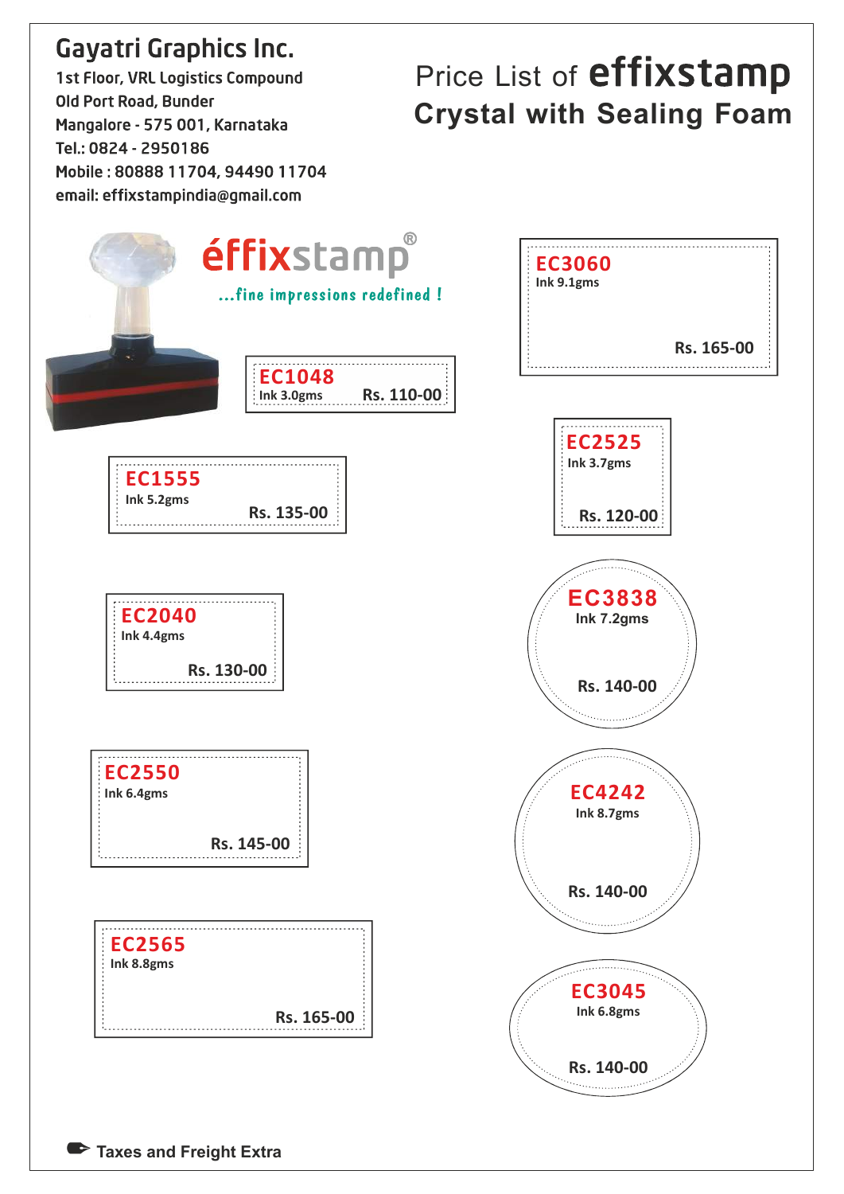## Gayatri Graphics Inc.

1st Floor, VRL Logistics Compound
Old Port Road, Bunder
Mangalore - 575 001, Karnataka
Tel.: 0824 - 2950186
Mobile : 80888 11704, 94490 11704
email: effixstampindia@gmail.com

# Price List of effixstamp
## Crystal with Sealing Foam

éffixstamp®
...fine impressions redefined !

**EC1048**
Ink 3.0gms
Rs. 110-00

**EC1555**
Ink 5.2gms
Rs. 135-00

**EC2040**
Ink 4.4gms
Rs. 130-00

**EC2550**
Ink 6.4gms
Rs. 145-00

**EC2565**
Ink 8.8gms
Rs. 165-00

**EC3060**
Ink 9.1gms
Rs. 165-00

**EC2525**
Ink 3.7gms
Rs. 120-00

**EC3838**
Ink 7.2gms
Rs. 140-00

**EC4242**
Ink 8.7gms
Rs. 140-00

**EC3045**
Ink 6.8gms
Rs. 140-00

Taxes and Freight Extra